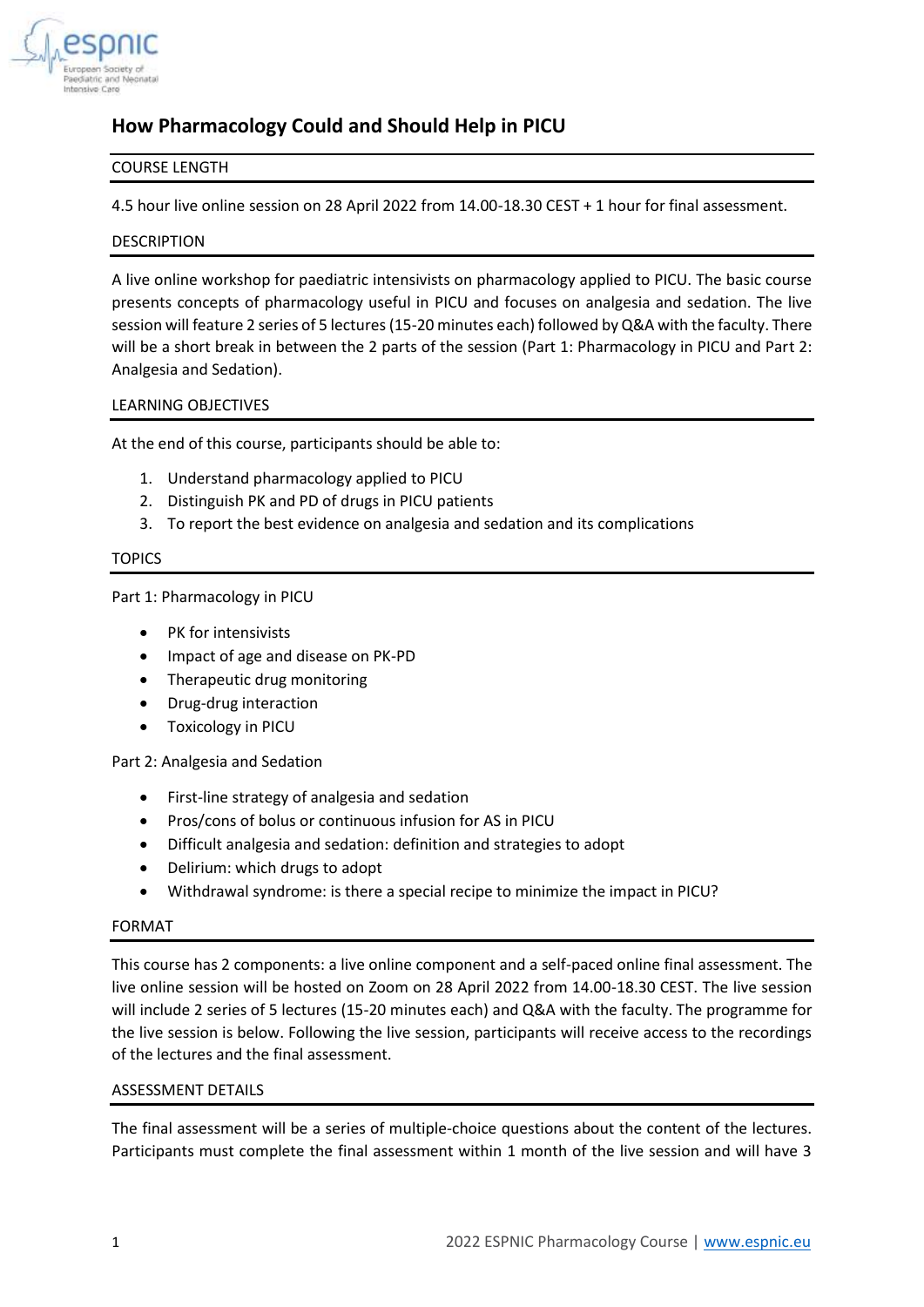# How Pharmacology Could and Should Help in PICU

## COURSE LENGTH

4.5 hour live online session on 28 April 2022 from 14.00-18.30 CEST + 1 hour for final assessment.

## DESCRIPTION

A live online workshop for paediatric intensivists on pharmacology applied to PICU. The basic course presents concepts of pharmacology useful in PICU and focuses on analgesia and sedation. The live session will feature 2 series of 5 lectures (15-20 minutes each) followed by Q&A with the faculty. There will be a short break in between the 2 parts of the session (Part 1: Pharmacology in PICU and Part 2: Analgesia and Sedation).

## LEARNING OBJECTIVES

At the end of this course, participants should be able to:

1. Understand pharmacology applied to PICU
2. Distinguish PK and PD of drugs in PICU patients
3. To report the best evidence on analgesia and sedation and its complications

## TOPICS

Part 1: Pharmacology in PICU

- PK for intensivists
- Impact of age and disease on PK-PD
- Therapeutic drug monitoring
- Drug-drug interaction
- Toxicology in PICU

Part 2: Analgesia and Sedation

- First-line strategy of analgesia and sedation
- Pros/cons of bolus or continuous infusion for AS in PICU
- Difficult analgesia and sedation: definition and strategies to adopt
- Delirium: which drugs to adopt
- Withdrawal syndrome: is there a special recipe to minimize the impact in PICU?

## FORMAT

This course has 2 components: a live online component and a self-paced online final assessment. The live online session will be hosted on Zoom on 28 April 2022 from 14.00-18.30 CEST. The live session will include 2 series of 5 lectures (15-20 minutes each) and Q&A with the faculty. The programme for the live session is below. Following the live session, participants will receive access to the recordings of the lectures and the final assessment.

## ASSESSMENT DETAILS

The final assessment will be a series of multiple-choice questions about the content of the lectures. Participants must complete the final assessment within 1 month of the live session and will have 3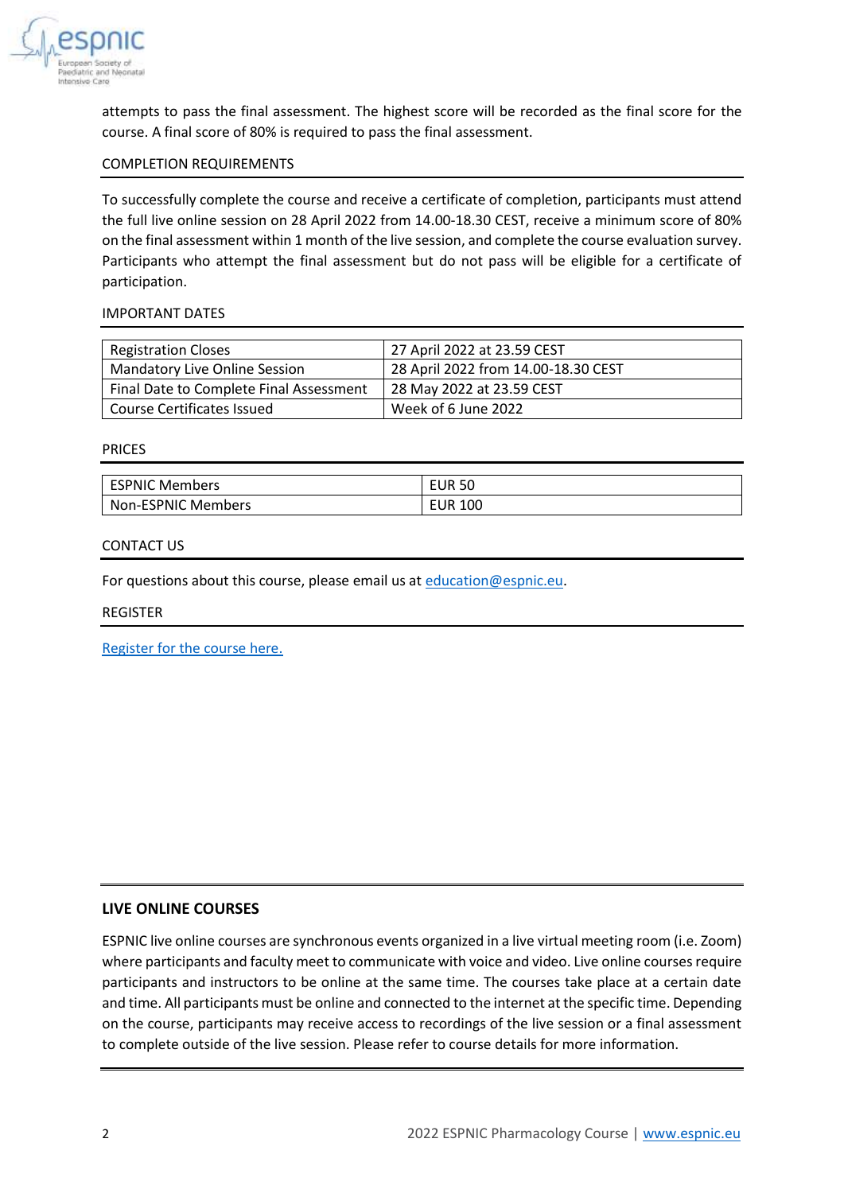attempts to pass the final assessment. The highest score will be recorded as the final score for the course. A final score of 80% is required to pass the final assessment.

## COMPLETION REQUIREMENTS

To successfully complete the course and receive a certificate of completion, participants must attend the full live online session on 28 April 2022 from 14.00-18.30 CEST, receive a minimum score of 80% on the final assessment within 1 month of the live session, and complete the course evaluation survey. Participants who attempt the final assessment but do not pass will be eligible for a certificate of participation.

## IMPORTANT DATES

| | |
|---|---|
| Registration Closes | 27 April 2022 at 23.59 CEST |
| Mandatory Live Online Session | 28 April 2022 from 14.00-18.30 CEST |
| Final Date to Complete Final Assessment | 28 May 2022 at 23.59 CEST |
| Course Certificates Issued | Week of 6 June 2022 |

## PRICES

| | |
|---|---|
| ESPNIC Members | EUR 50 |
| Non-ESPNIC Members | EUR 100 |

## CONTACT US

For questions about this course, please email us at education@espnic.eu.

## REGISTER

Register for the course here.

## LIVE ONLINE COURSES

ESPNIC live online courses are synchronous events organized in a live virtual meeting room (i.e. Zoom) where participants and faculty meet to communicate with voice and video. Live online courses require participants and instructors to be online at the same time. The courses take place at a certain date and time. All participants must be online and connected to the internet at the specific time. Depending on the course, participants may receive access to recordings of the live session or a final assessment to complete outside of the live session. Please refer to course details for more information.